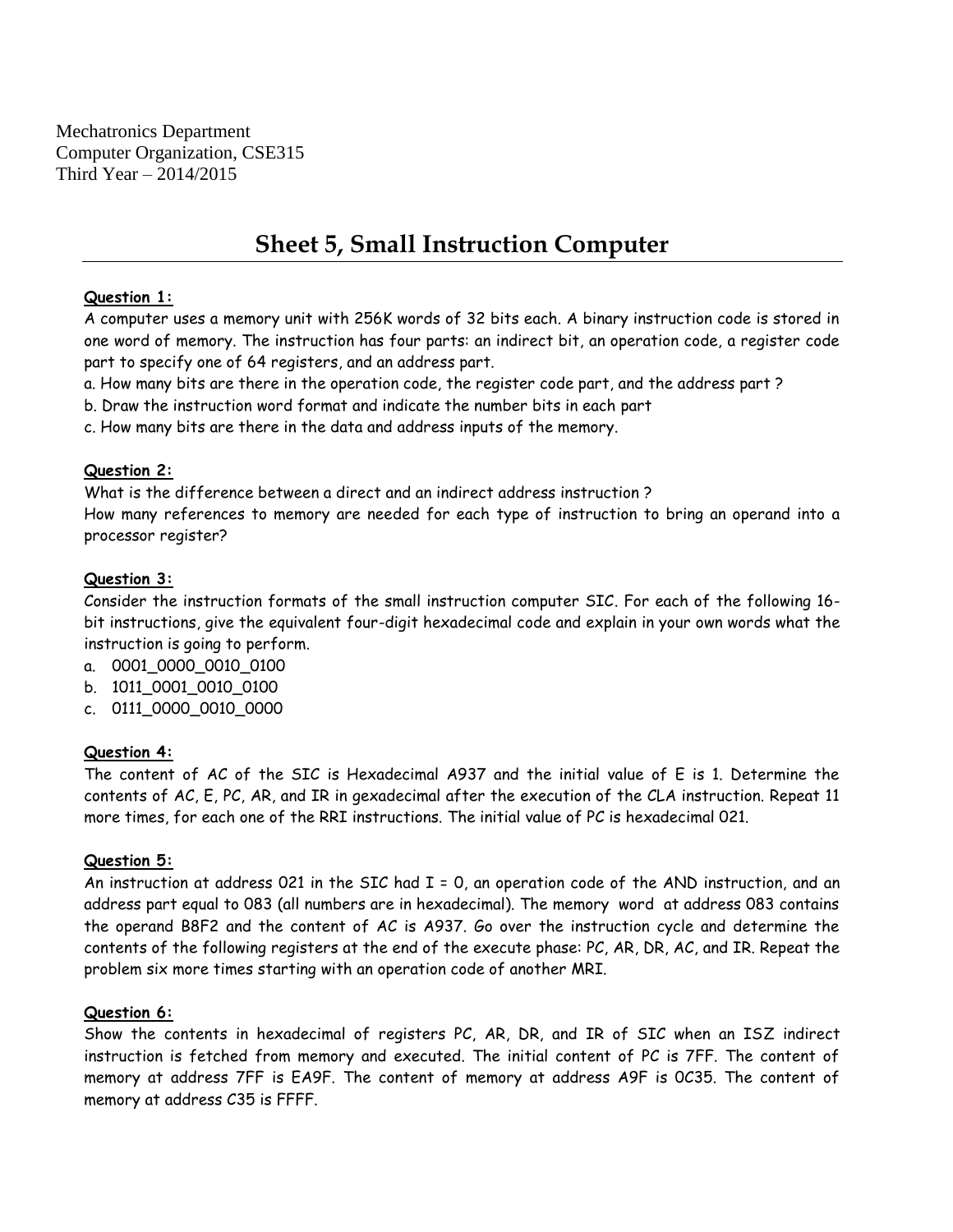Mechatronics Department
Computer Organization, CSE315
Third Year – 2014/2015

# Sheet 5, Small Instruction Computer

**Question 1:**

A computer uses a memory unit with 256K words of 32 bits each. A binary instruction code is stored in one word of memory. The instruction has four parts: an indirect bit, an operation code, a register code part to specify one of 64 registers, and an address part.

a. How many bits are there in the operation code, the register code part, and the address part ?

b. Draw the instruction word format and indicate the number bits in each part

c. How many bits are there in the data and address inputs of the memory.

**Question 2:**

What is the difference between a direct and an indirect address instruction ?
How many references to memory are needed for each type of instruction to bring an operand into a processor register?

**Question 3:**

Consider the instruction formats of the small instruction computer SIC. For each of the following 16-bit instructions, give the equivalent four-digit hexadecimal code and explain in your own words what the instruction is going to perform.

a. 0001_0000_0010_0100
b. 1011_0001_0010_0100
c. 0111_0000_0010_0000

**Question 4:**

The content of AC of the SIC is Hexadecimal A937 and the initial value of E is 1. Determine the contents of AC, E, PC, AR, and IR in gexadecimal after the execution of the CLA instruction. Repeat 11 more times, for each one of the RRI instructions. The initial value of PC is hexadecimal 021.

**Question 5:**

An instruction at address 021 in the SIC had I = 0, an operation code of the AND instruction, and an address part equal to 083 (all numbers are in hexadecimal). The memory word at address 083 contains the operand B8F2 and the content of AC is A937. Go over the instruction cycle and determine the contents of the following registers at the end of the execute phase: PC, AR, DR, AC, and IR. Repeat the problem six more times starting with an operation code of another MRI.

**Question 6:**

Show the contents in hexadecimal of registers PC, AR, DR, and IR of SIC when an ISZ indirect instruction is fetched from memory and executed. The initial content of PC is 7FF. The content of memory at address 7FF is EA9F. The content of memory at address A9F is 0C35. The content of memory at address C35 is FFFF.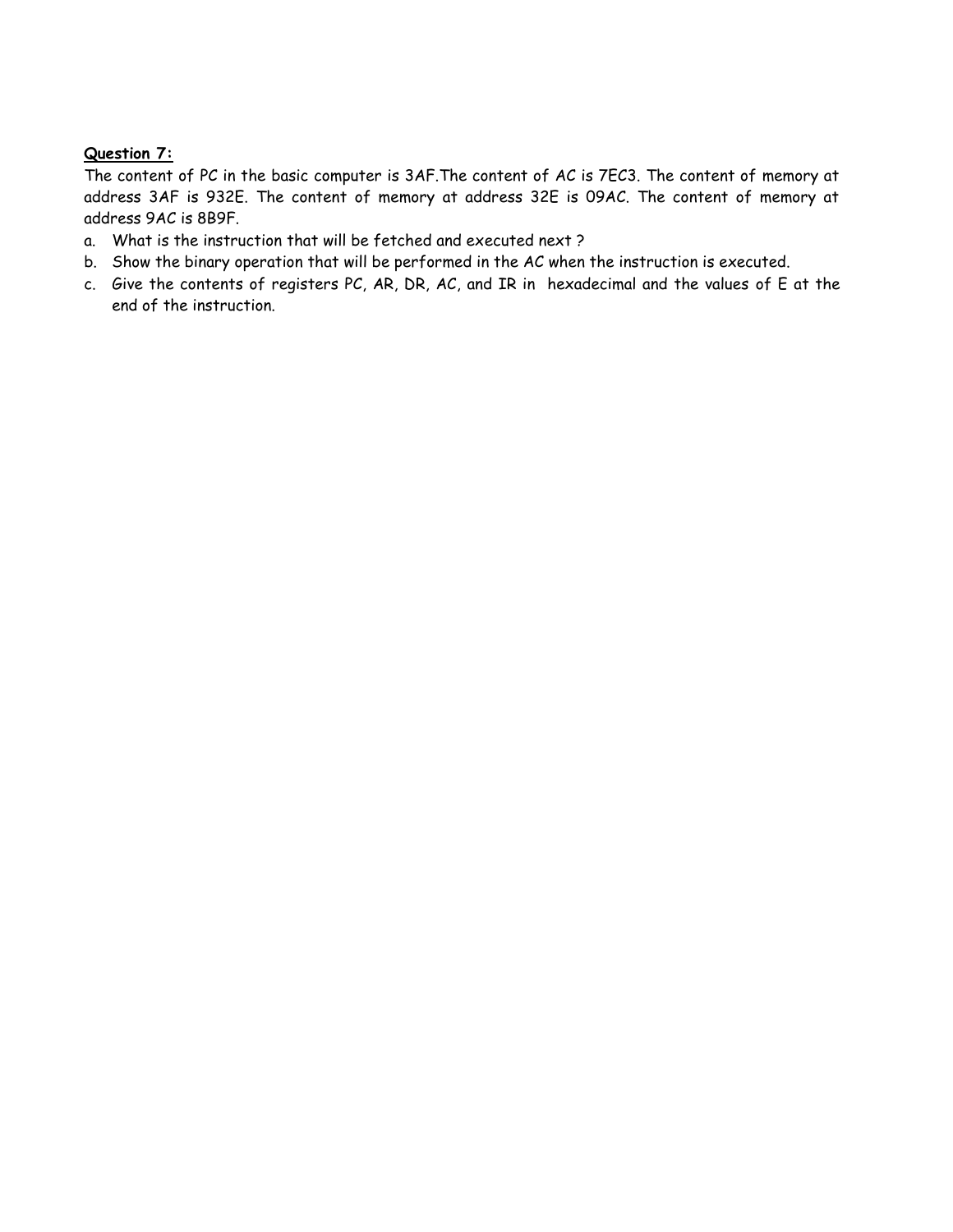**Question 7:**

The content of PC in the basic computer is 3AF.The content of AC is 7EC3. The content of memory at address 3AF is 932E. The content of memory at address 32E is 09AC. The content of memory at address 9AC is 8B9F.

a. What is the instruction that will be fetched and executed next ?

b. Show the binary operation that will be performed in the AC when the instruction is executed.

c. Give the contents of registers PC, AR, DR, AC, and IR in hexadecimal and the values of E at the end of the instruction.